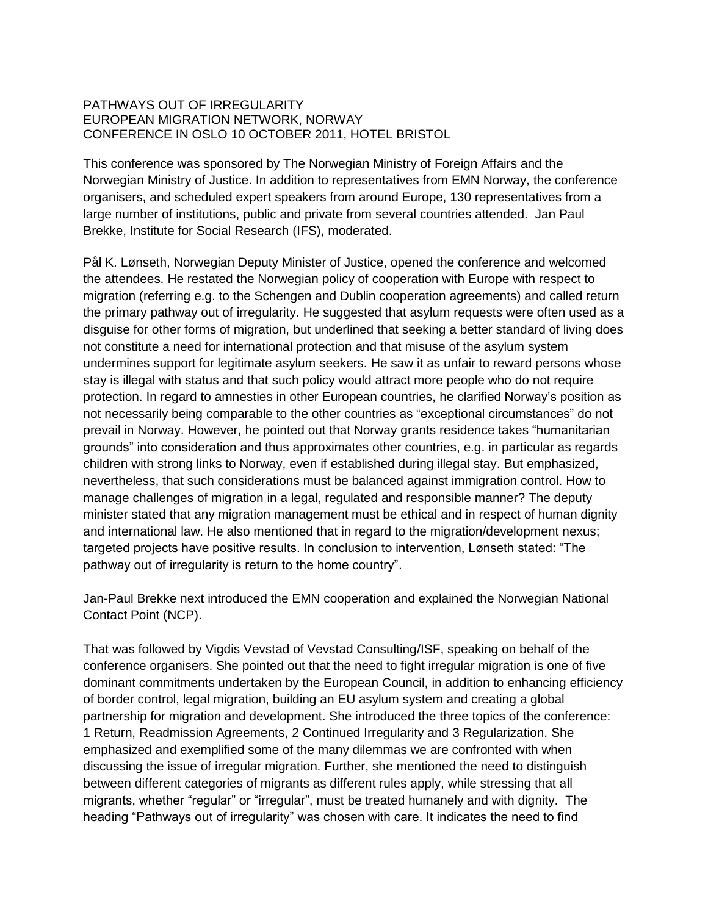PATHWAYS OUT OF IRREGULARITY  
EUROPEAN MIGRATION NETWORK, NORWAY  
CONFERENCE IN OSLO 10 OCTOBER 2011, HOTEL BRISTOL

This conference was sponsored by The Norwegian Ministry of Foreign Affairs and the Norwegian Ministry of Justice. In addition to representatives from EMN Norway, the conference organisers, and scheduled expert speakers from around Europe, 130 representatives from a large number of institutions, public and private from several countries attended. Jan Paul Brekke, Institute for Social Research (IFS), moderated.

Pål K. Lønseth, Norwegian Deputy Minister of Justice, opened the conference and welcomed the attendees. He restated the Norwegian policy of cooperation with Europe with respect to migration (referring e.g. to the Schengen and Dublin cooperation agreements) and called return the primary pathway out of irregularity. He suggested that asylum requests were often used as a disguise for other forms of migration, but underlined that seeking a better standard of living does not constitute a need for international protection and that misuse of the asylum system undermines support for legitimate asylum seekers. He saw it as unfair to reward persons whose stay is illegal with status and that such policy would attract more people who do not require protection. In regard to amnesties in other European countries, he clarified Norway's position as not necessarily being comparable to the other countries as "exceptional circumstances" do not prevail in Norway. However, he pointed out that Norway grants residence takes "humanitarian grounds" into consideration and thus approximates other countries, e.g. in particular as regards children with strong links to Norway, even if established during illegal stay. But emphasized, nevertheless, that such considerations must be balanced against immigration control. How to manage challenges of migration in a legal, regulated and responsible manner? The deputy minister stated that any migration management must be ethical and in respect of human dignity and international law. He also mentioned that in regard to the migration/development nexus; targeted projects have positive results. In conclusion to intervention, Lønseth stated: "The pathway out of irregularity is return to the home country".

Jan-Paul Brekke next introduced the EMN cooperation and explained the Norwegian National Contact Point (NCP).

That was followed by Vigdis Vevstad of Vevstad Consulting/ISF, speaking on behalf of the conference organisers. She pointed out that the need to fight irregular migration is one of five dominant commitments undertaken by the European Council, in addition to enhancing efficiency of border control, legal migration, building an EU asylum system and creating a global partnership for migration and development. She introduced the three topics of the conference: 1 Return, Readmission Agreements, 2 Continued Irregularity and 3 Regularization. She emphasized and exemplified some of the many dilemmas we are confronted with when discussing the issue of irregular migration. Further, she mentioned the need to distinguish between different categories of migrants as different rules apply, while stressing that all migrants, whether "regular" or "irregular", must be treated humanely and with dignity. The heading "Pathways out of irregularity" was chosen with care. It indicates the need to find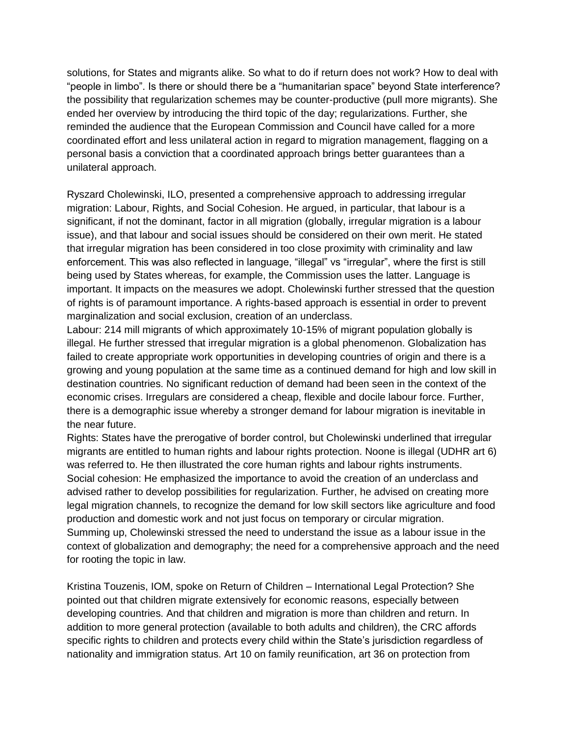solutions, for States and migrants alike. So what to do if return does not work? How to deal with "people in limbo". Is there or should there be a "humanitarian space" beyond State interference? the possibility that regularization schemes may be counter-productive (pull more migrants). She ended her overview by introducing the third topic of the day; regularizations. Further, she reminded the audience that the European Commission and Council have called for a more coordinated effort and less unilateral action in regard to migration management, flagging on a personal basis a conviction that a coordinated approach brings better guarantees than a unilateral approach.

Ryszard Cholewinski, ILO, presented a comprehensive approach to addressing irregular migration: Labour, Rights, and Social Cohesion. He argued, in particular, that labour is a significant, if not the dominant, factor in all migration (globally, irregular migration is a labour issue), and that labour and social issues should be considered on their own merit. He stated that irregular migration has been considered in too close proximity with criminality and law enforcement. This was also reflected in language, "illegal" vs "irregular", where the first is still being used by States whereas, for example, the Commission uses the latter. Language is important. It impacts on the measures we adopt. Cholewinski further stressed that the question of rights is of paramount importance. A rights-based approach is essential in order to prevent marginalization and social exclusion, creation of an underclass.

Labour: 214 mill migrants of which approximately 10-15% of migrant population globally is illegal. He further stressed that irregular migration is a global phenomenon. Globalization has failed to create appropriate work opportunities in developing countries of origin and there is a growing and young population at the same time as a continued demand for high and low skill in destination countries. No significant reduction of demand had been seen in the context of the economic crises. Irregulars are considered a cheap, flexible and docile labour force. Further, there is a demographic issue whereby a stronger demand for labour migration is inevitable in the near future.

Rights: States have the prerogative of border control, but Cholewinski underlined that irregular migrants are entitled to human rights and labour rights protection. Noone is illegal (UDHR art 6) was referred to. He then illustrated the core human rights and labour rights instruments.

Social cohesion: He emphasized the importance to avoid the creation of an underclass and advised rather to develop possibilities for regularization. Further, he advised on creating more legal migration channels, to recognize the demand for low skill sectors like agriculture and food production and domestic work and not just focus on temporary or circular migration.

Summing up, Cholewinski stressed the need to understand the issue as a labour issue in the context of globalization and demography; the need for a comprehensive approach and the need for rooting the topic in law.

Kristina Touzenis, IOM, spoke on Return of Children – International Legal Protection? She pointed out that children migrate extensively for economic reasons, especially between developing countries. And that children and migration is more than children and return. In addition to more general protection (available to both adults and children), the CRC affords specific rights to children and protects every child within the State's jurisdiction regardless of nationality and immigration status. Art 10 on family reunification, art 36 on protection from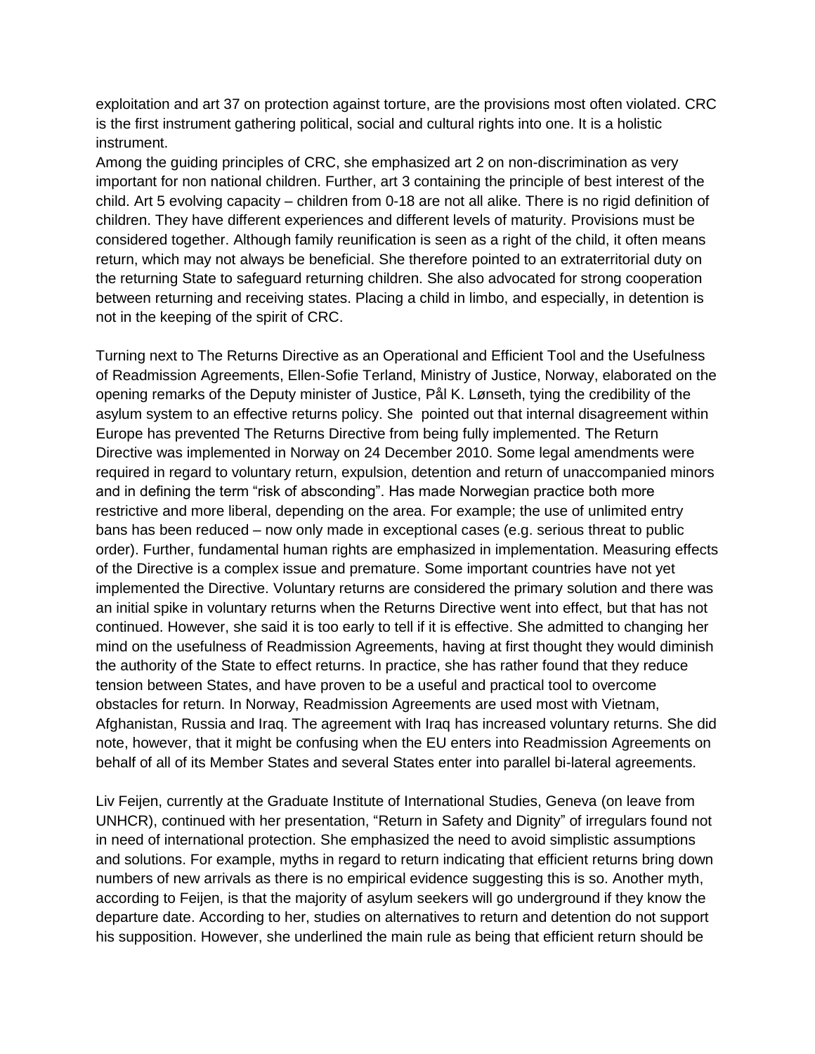exploitation and art 37 on protection against torture, are the provisions most often violated. CRC is the first instrument gathering political, social and cultural rights into one. It is a holistic instrument.

Among the guiding principles of CRC, she emphasized art 2 on non-discrimination as very important for non national children. Further, art 3 containing the principle of best interest of the child. Art 5 evolving capacity – children from 0-18 are not all alike. There is no rigid definition of children. They have different experiences and different levels of maturity. Provisions must be considered together. Although family reunification is seen as a right of the child, it often means return, which may not always be beneficial. She therefore pointed to an extraterritorial duty on the returning State to safeguard returning children. She also advocated for strong cooperation between returning and receiving states. Placing a child in limbo, and especially, in detention is not in the keeping of the spirit of CRC.

Turning next to The Returns Directive as an Operational and Efficient Tool and the Usefulness of Readmission Agreements, Ellen-Sofie Terland, Ministry of Justice, Norway, elaborated on the opening remarks of the Deputy minister of Justice, Pål K. Lønseth, tying the credibility of the asylum system to an effective returns policy. She pointed out that internal disagreement within Europe has prevented The Returns Directive from being fully implemented. The Return Directive was implemented in Norway on 24 December 2010. Some legal amendments were required in regard to voluntary return, expulsion, detention and return of unaccompanied minors and in defining the term "risk of absconding". Has made Norwegian practice both more restrictive and more liberal, depending on the area. For example; the use of unlimited entry bans has been reduced – now only made in exceptional cases (e.g. serious threat to public order). Further, fundamental human rights are emphasized in implementation. Measuring effects of the Directive is a complex issue and premature. Some important countries have not yet implemented the Directive. Voluntary returns are considered the primary solution and there was an initial spike in voluntary returns when the Returns Directive went into effect, but that has not continued. However, she said it is too early to tell if it is effective. She admitted to changing her mind on the usefulness of Readmission Agreements, having at first thought they would diminish the authority of the State to effect returns. In practice, she has rather found that they reduce tension between States, and have proven to be a useful and practical tool to overcome obstacles for return. In Norway, Readmission Agreements are used most with Vietnam, Afghanistan, Russia and Iraq. The agreement with Iraq has increased voluntary returns. She did note, however, that it might be confusing when the EU enters into Readmission Agreements on behalf of all of its Member States and several States enter into parallel bi-lateral agreements.

Liv Feijen, currently at the Graduate Institute of International Studies, Geneva (on leave from UNHCR), continued with her presentation, "Return in Safety and Dignity" of irregulars found not in need of international protection. She emphasized the need to avoid simplistic assumptions and solutions. For example, myths in regard to return indicating that efficient returns bring down numbers of new arrivals as there is no empirical evidence suggesting this is so. Another myth, according to Feijen, is that the majority of asylum seekers will go underground if they know the departure date. According to her, studies on alternatives to return and detention do not support his supposition. However, she underlined the main rule as being that efficient return should be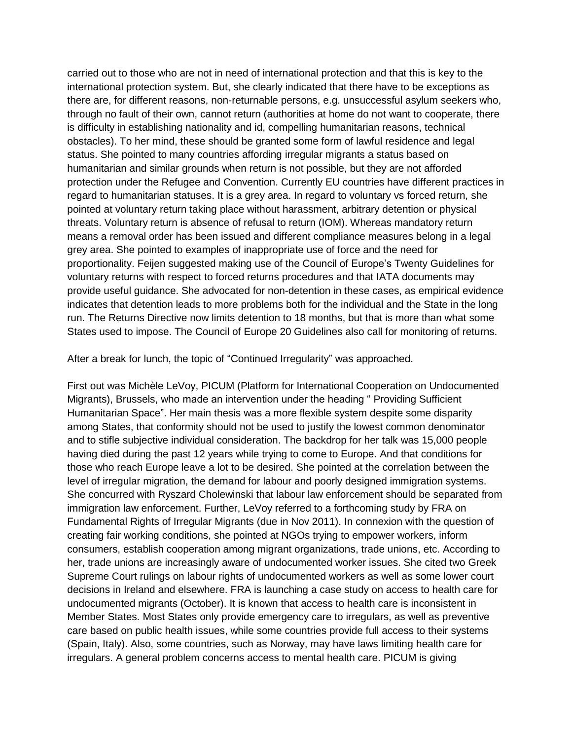carried out to those who are not in need of international protection and that this is key to the international protection system. But, she clearly indicated that there have to be exceptions as there are, for different reasons, non-returnable persons, e.g. unsuccessful asylum seekers who, through no fault of their own, cannot return (authorities at home do not want to cooperate, there is difficulty in establishing nationality and id, compelling humanitarian reasons, technical obstacles). To her mind, these should be granted some form of lawful residence and legal status. She pointed to many countries affording irregular migrants a status based on humanitarian and similar grounds when return is not possible, but they are not afforded protection under the Refugee and Convention. Currently EU countries have different practices in regard to humanitarian statuses. It is a grey area. In regard to voluntary vs forced return, she pointed at voluntary return taking place without harassment, arbitrary detention or physical threats. Voluntary return is absence of refusal to return (IOM). Whereas mandatory return means a removal order has been issued and different compliance measures belong in a legal grey area. She pointed to examples of inappropriate use of force and the need for proportionality. Feijen suggested making use of the Council of Europe's Twenty Guidelines for voluntary returns with respect to forced returns procedures and that IATA documents may provide useful guidance. She advocated for non-detention in these cases, as empirical evidence indicates that detention leads to more problems both for the individual and the State in the long run. The Returns Directive now limits detention to 18 months, but that is more than what some States used to impose. The Council of Europe 20 Guidelines also call for monitoring of returns.

After a break for lunch, the topic of "Continued Irregularity" was approached.

First out was Michèle LeVoy, PICUM (Platform for International Cooperation on Undocumented Migrants), Brussels, who made an intervention under the heading " Providing Sufficient Humanitarian Space". Her main thesis was a more flexible system despite some disparity among States, that conformity should not be used to justify the lowest common denominator and to stifle subjective individual consideration. The backdrop for her talk was 15,000 people having died during the past 12 years while trying to come to Europe. And that conditions for those who reach Europe leave a lot to be desired. She pointed at the correlation between the level of irregular migration, the demand for labour and poorly designed immigration systems. She concurred with Ryszard Cholewinski that labour law enforcement should be separated from immigration law enforcement. Further, LeVoy referred to a forthcoming study by FRA on Fundamental Rights of Irregular Migrants (due in Nov 2011). In connexion with the question of creating fair working conditions, she pointed at NGOs trying to empower workers, inform consumers, establish cooperation among migrant organizations, trade unions, etc. According to her, trade unions are increasingly aware of undocumented worker issues. She cited two Greek Supreme Court rulings on labour rights of undocumented workers as well as some lower court decisions in Ireland and elsewhere. FRA is launching a case study on access to health care for undocumented migrants (October). It is known that access to health care is inconsistent in Member States. Most States only provide emergency care to irregulars, as well as preventive care based on public health issues, while some countries provide full access to their systems (Spain, Italy). Also, some countries, such as Norway, may have laws limiting health care for irregulars. A general problem concerns access to mental health care. PICUM is giving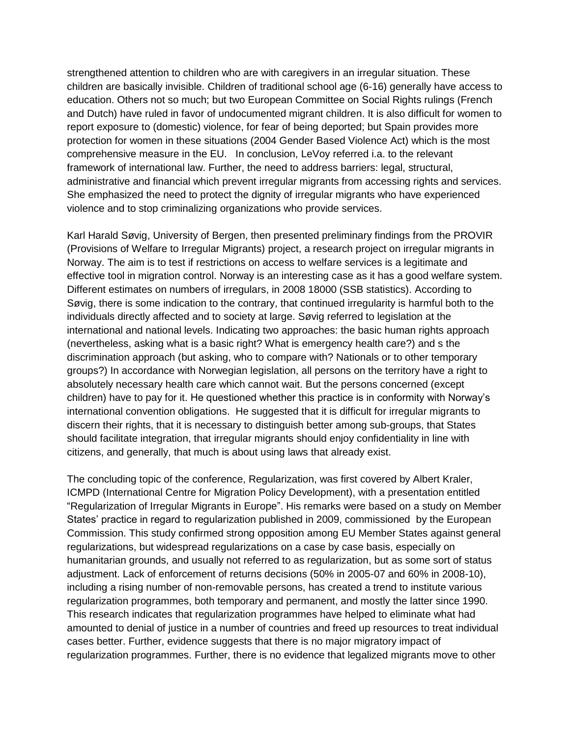strengthened attention to children who are with caregivers in an irregular situation. These children are basically invisible. Children of traditional school age (6-16) generally have access to education. Others not so much; but two European Committee on Social Rights rulings (French and Dutch) have ruled in favor of undocumented migrant children. It is also difficult for women to report exposure to (domestic) violence, for fear of being deported; but Spain provides more protection for women in these situations (2004 Gender Based Violence Act) which is the most comprehensive measure in the EU. In conclusion, LeVoy referred i.a. to the relevant framework of international law. Further, the need to address barriers: legal, structural, administrative and financial which prevent irregular migrants from accessing rights and services. She emphasized the need to protect the dignity of irregular migrants who have experienced violence and to stop criminalizing organizations who provide services.

Karl Harald Søvig, University of Bergen, then presented preliminary findings from the PROVIR (Provisions of Welfare to Irregular Migrants) project, a research project on irregular migrants in Norway. The aim is to test if restrictions on access to welfare services is a legitimate and effective tool in migration control. Norway is an interesting case as it has a good welfare system. Different estimates on numbers of irregulars, in 2008 18000 (SSB statistics). According to Søvig, there is some indication to the contrary, that continued irregularity is harmful both to the individuals directly affected and to society at large. Søvig referred to legislation at the international and national levels. Indicating two approaches: the basic human rights approach (nevertheless, asking what is a basic right? What is emergency health care?) and s the discrimination approach (but asking, who to compare with? Nationals or to other temporary groups?) In accordance with Norwegian legislation, all persons on the territory have a right to absolutely necessary health care which cannot wait. But the persons concerned (except children) have to pay for it. He questioned whether this practice is in conformity with Norway's international convention obligations. He suggested that it is difficult for irregular migrants to discern their rights, that it is necessary to distinguish better among sub-groups, that States should facilitate integration, that irregular migrants should enjoy confidentiality in line with citizens, and generally, that much is about using laws that already exist.

The concluding topic of the conference, Regularization, was first covered by Albert Kraler, ICMPD (International Centre for Migration Policy Development), with a presentation entitled "Regularization of Irregular Migrants in Europe". His remarks were based on a study on Member States' practice in regard to regularization published in 2009, commissioned by the European Commission. This study confirmed strong opposition among EU Member States against general regularizations, but widespread regularizations on a case by case basis, especially on humanitarian grounds, and usually not referred to as regularization, but as some sort of status adjustment. Lack of enforcement of returns decisions (50% in 2005-07 and 60% in 2008-10), including a rising number of non-removable persons, has created a trend to institute various regularization programmes, both temporary and permanent, and mostly the latter since 1990. This research indicates that regularization programmes have helped to eliminate what had amounted to denial of justice in a number of countries and freed up resources to treat individual cases better. Further, evidence suggests that there is no major migratory impact of regularization programmes. Further, there is no evidence that legalized migrants move to other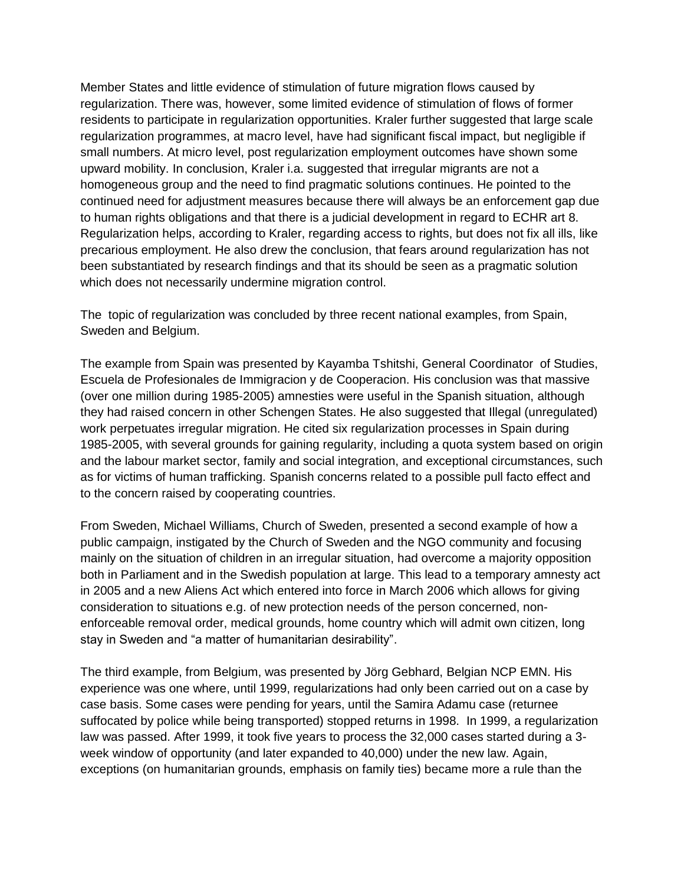Member States and little evidence of stimulation of future migration flows caused by regularization. There was, however, some limited evidence of stimulation of flows of former residents to participate in regularization opportunities. Kraler further suggested that large scale regularization programmes, at macro level, have had significant fiscal impact, but negligible if small numbers. At micro level, post regularization employment outcomes have shown some upward mobility. In conclusion, Kraler i.a. suggested that irregular migrants are not a homogeneous group and the need to find pragmatic solutions continues. He pointed to the continued need for adjustment measures because there will always be an enforcement gap due to human rights obligations and that there is a judicial development in regard to ECHR art 8. Regularization helps, according to Kraler, regarding access to rights, but does not fix all ills, like precarious employment. He also drew the conclusion, that fears around regularization has not been substantiated by research findings and that its should be seen as a pragmatic solution which does not necessarily undermine migration control.

The topic of regularization was concluded by three recent national examples, from Spain, Sweden and Belgium.

The example from Spain was presented by Kayamba Tshitshi, General Coordinator of Studies, Escuela de Profesionales de Immigracion y de Cooperacion. His conclusion was that massive (over one million during 1985-2005) amnesties were useful in the Spanish situation, although they had raised concern in other Schengen States. He also suggested that Illegal (unregulated) work perpetuates irregular migration. He cited six regularization processes in Spain during 1985-2005, with several grounds for gaining regularity, including a quota system based on origin and the labour market sector, family and social integration, and exceptional circumstances, such as for victims of human trafficking. Spanish concerns related to a possible pull facto effect and to the concern raised by cooperating countries.

From Sweden, Michael Williams, Church of Sweden, presented a second example of how a public campaign, instigated by the Church of Sweden and the NGO community and focusing mainly on the situation of children in an irregular situation, had overcome a majority opposition both in Parliament and in the Swedish population at large. This lead to a temporary amnesty act in 2005 and a new Aliens Act which entered into force in March 2006 which allows for giving consideration to situations e.g. of new protection needs of the person concerned, non-enforceable removal order, medical grounds, home country which will admit own citizen, long stay in Sweden and "a matter of humanitarian desirability".

The third example, from Belgium, was presented by Jörg Gebhard, Belgian NCP EMN. His experience was one where, until 1999, regularizations had only been carried out on a case by case basis. Some cases were pending for years, until the Samira Adamu case (returnee suffocated by police while being transported) stopped returns in 1998. In 1999, a regularization law was passed. After 1999, it took five years to process the 32,000 cases started during a 3-week window of opportunity (and later expanded to 40,000) under the new law. Again, exceptions (on humanitarian grounds, emphasis on family ties) became more a rule than the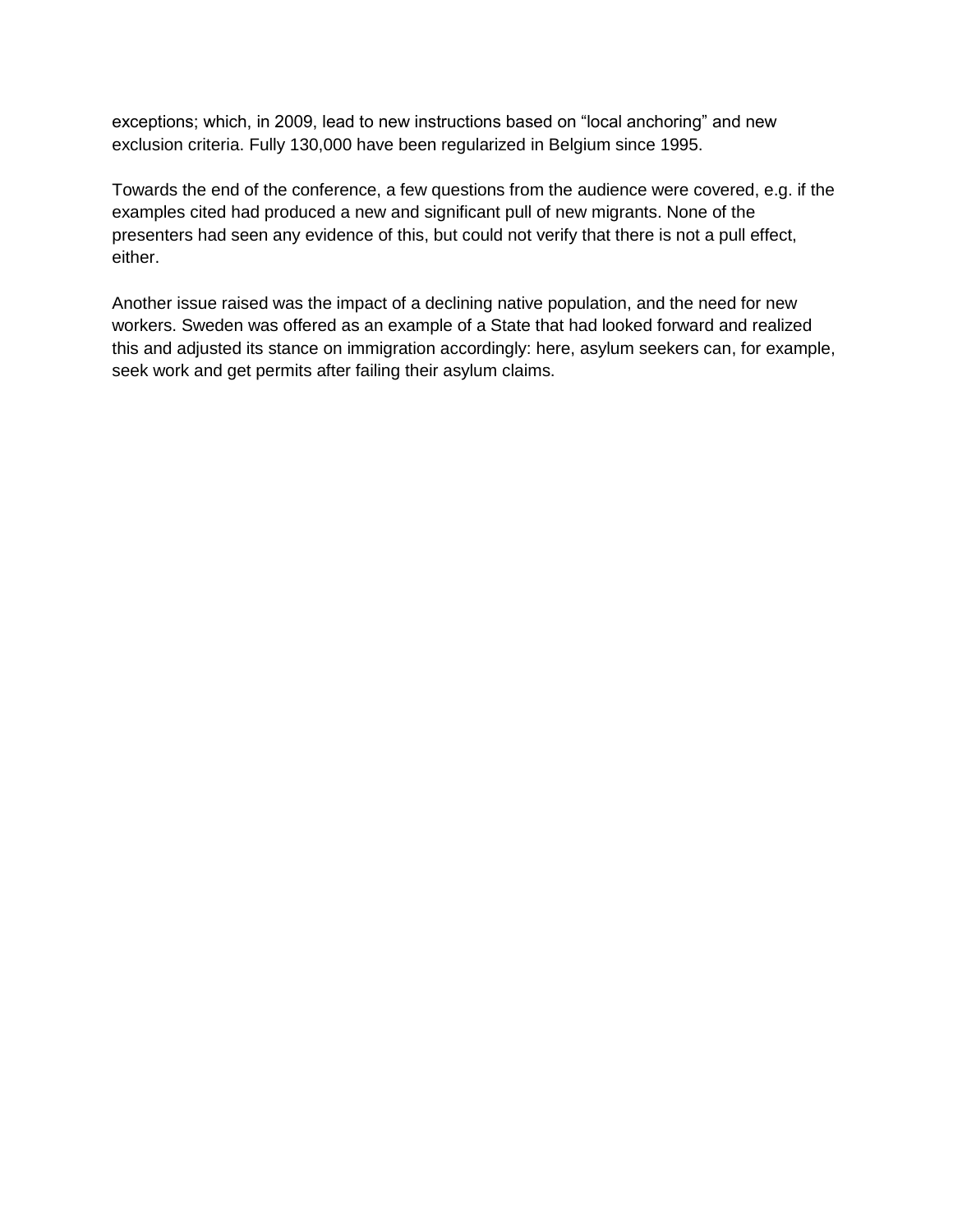exceptions; which, in 2009, lead to new instructions based on "local anchoring" and new exclusion criteria. Fully 130,000 have been regularized in Belgium since 1995.

Towards the end of the conference, a few questions from the audience were covered, e.g. if the examples cited had produced a new and significant pull of new migrants. None of the presenters had seen any evidence of this, but could not verify that there is not a pull effect, either.

Another issue raised was the impact of a declining native population, and the need for new workers. Sweden was offered as an example of a State that had looked forward and realized this and adjusted its stance on immigration accordingly: here, asylum seekers can, for example, seek work and get permits after failing their asylum claims.